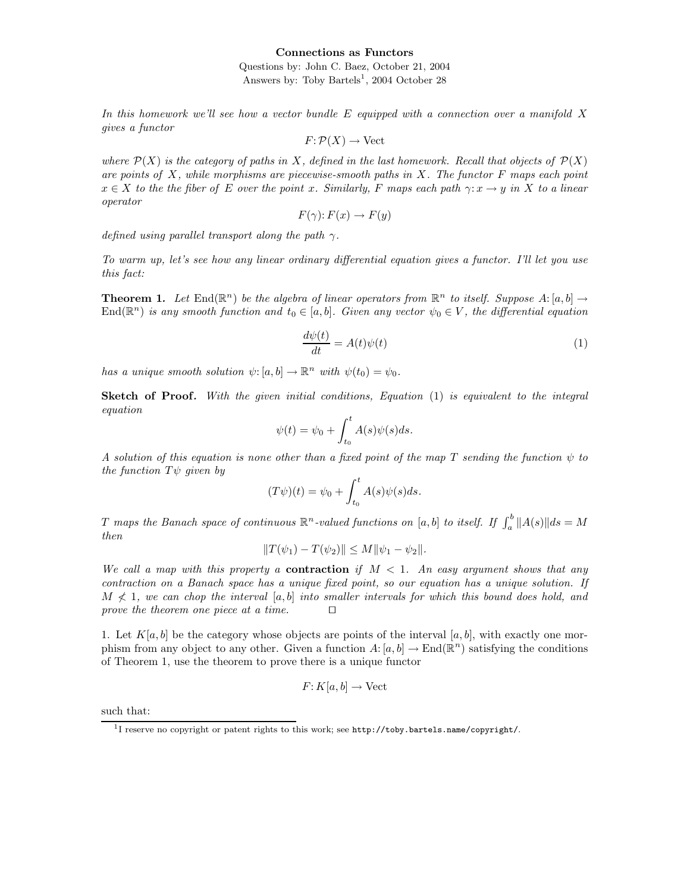**Connections as Functors**

Questions by: John C. Baez, October 21, 2004
Answers by: Toby Bartels[1], 2004 October 28

*In this homework we'll see how a vector bundle $E$ equipped with a connection over a manifold $X$ gives a functor*

$$F\colon \mathcal{P}(X) \to \mathrm{Vect}$$

*where $\mathcal{P}(X)$ is the category of paths in $X$, defined in the last homework. Recall that objects of $\mathcal{P}(X)$ are points of $X$, while morphisms are piecewise-smooth paths in $X$. The functor $F$ maps each point $x \in X$ to the the fiber of $E$ over the point $x$. Similarly, $F$ maps each path $\gamma\colon x \to y$ in $X$ to a linear operator*

$$F(\gamma)\colon F(x) \to F(y)$$

*defined using parallel transport along the path $\gamma$.*

*To warm up, let's see how any linear ordinary differential equation gives a functor. I'll let you use this fact:*

**Theorem 1.** *Let $\mathrm{End}(\mathbb{R}^n)$ be the algebra of linear operators from $\mathbb{R}^n$ to itself. Suppose $A\colon [a,b] \to \mathrm{End}(\mathbb{R}^n)$ is any smooth function and $t_0 \in [a,b]$. Given any vector $\psi_0 \in V$, the differential equation*

$$\frac{d\psi(t)}{dt} = A(t)\psi(t) \tag{1}$$

*has a unique smooth solution $\psi\colon [a,b] \to \mathbb{R}^n$ with $\psi(t_0) = \psi_0$.*

**Sketch of Proof.** *With the given initial conditions, Equation (1) is equivalent to the integral equation*

$$\psi(t) = \psi_0 + \int_{t_0}^{t} A(s)\psi(s)ds.$$

*A solution of this equation is none other than a fixed point of the map $T$ sending the function $\psi$ to the function $T\psi$ given by*

$$(T\psi)(t) = \psi_0 + \int_{t_0}^{t} A(s)\psi(s)ds.$$

*$T$ maps the Banach space of continuous $\mathbb{R}^n$-valued functions on $[a,b]$ to itself. If $\int_a^b \|A(s)\|ds = M$ then*

$$\|T(\psi_1) - T(\psi_2)\| \leq M\|\psi_1 - \psi_2\|.$$

*We call a map with this property a* **contraction** *if $M < 1$. An easy argument shows that any contraction on a Banach space has a unique fixed point, so our equation has a unique solution. If $M \not< 1$, we can chop the interval $[a,b]$ into smaller intervals for which this bound does hold, and prove the theorem one piece at a time.* $\square$

1. Let $K[a,b]$ be the category whose objects are points of the interval $[a,b]$, with exactly one morphism from any object to any other. Given a function $A\colon [a,b] \to \mathrm{End}(\mathbb{R}^n)$ satisfying the conditions of Theorem 1, use the theorem to prove there is a unique functor

$$F\colon K[a,b] \to \mathrm{Vect}$$

such that:

[1] I reserve no copyright or patent rights to this work; see `http://toby.bartels.name/copyright/`.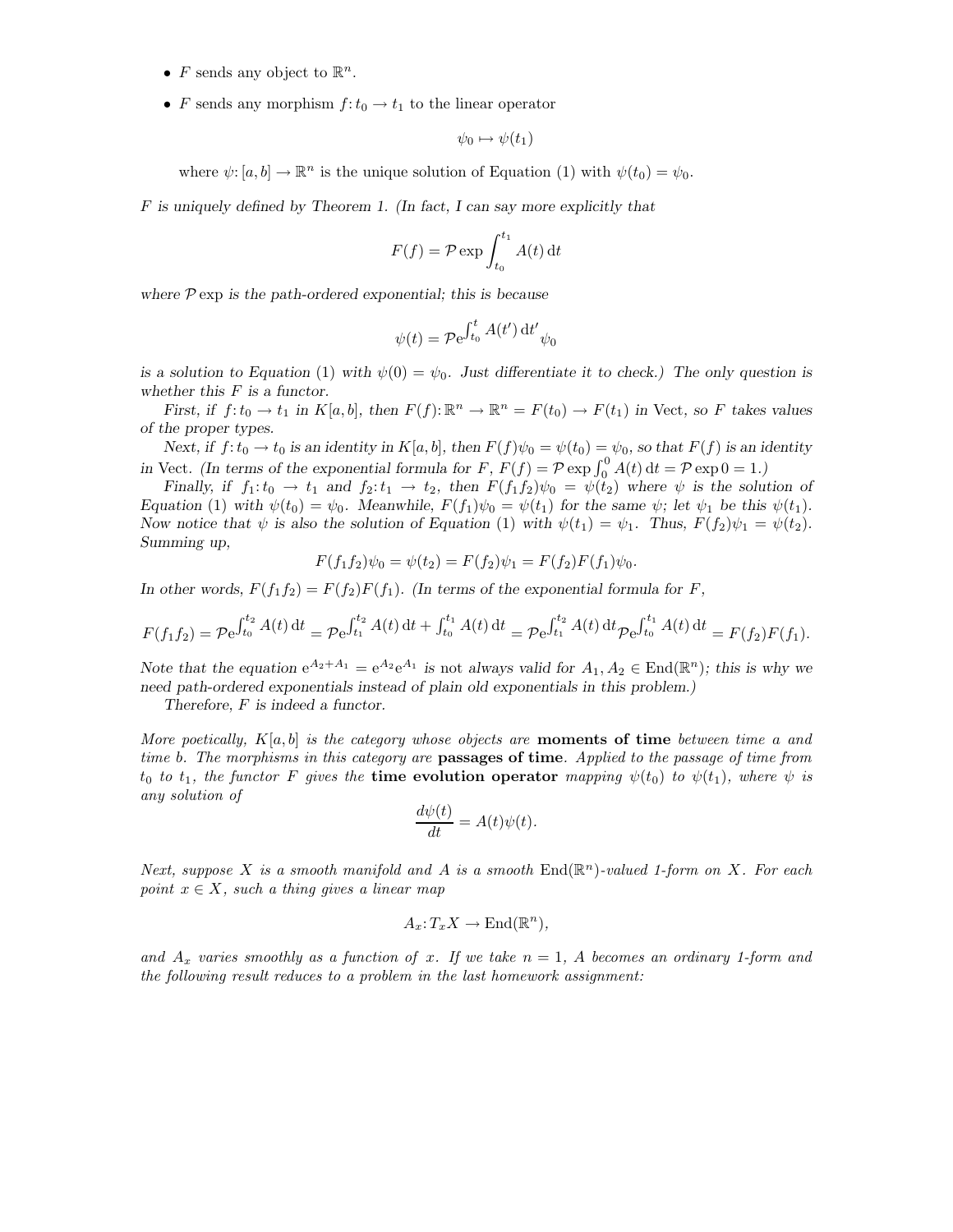- $F$ sends any object to $\mathbb{R}^n$.
- $F$ sends any morphism $f: t_0 \to t_1$ to the linear operator

  $$\psi_0 \mapsto \psi(t_1)$$

  where $\psi: [a, b] \to \mathbb{R}^n$ is the unique solution of Equation (1) with $\psi(t_0) = \psi_0$.

*$F$ is uniquely defined by Theorem 1. (In fact, I can say more explicitly that*

$$F(f) = \mathcal{P} \exp \int_{t_0}^{t_1} A(t)\, \mathrm{d}t$$

*where $\mathcal{P}\exp$ is the path-ordered exponential; this is because*

$$\psi(t) = \mathcal{P}\mathrm{e}^{\int_{t_0}^{t} A(t')\, \mathrm{d}t'} \psi_0$$

*is a solution to Equation (1) with $\psi(0) = \psi_0$. Just differentiate it to check.) The only question is whether this $F$ is a functor.*

*First, if $f: t_0 \to t_1$ in $K[a, b]$, then $F(f): \mathbb{R}^n \to \mathbb{R}^n = F(t_0) \to F(t_1)$ in Vect, so $F$ takes values of the proper types.*

*Next, if $f: t_0 \to t_0$ is an identity in $K[a, b]$, then $F(f)\psi_0 = \psi(t_0) = \psi_0$, so that $F(f)$ is an identity in Vect. (In terms of the exponential formula for $F$, $F(f) = \mathcal{P} \exp \int_0^0 A(t)\, \mathrm{d}t = \mathcal{P} \exp 0 = 1$.)*

*Finally, if $f_1: t_0 \to t_1$ and $f_2: t_1 \to t_2$, then $F(f_1 f_2)\psi_0 = \psi(t_2)$ where $\psi$ is the solution of Equation (1) with $\psi(t_0) = \psi_0$. Meanwhile, $F(f_1)\psi_0 = \psi(t_1)$ for the same $\psi$; let $\psi_1$ be this $\psi(t_1)$. Now notice that $\psi$ is also the solution of Equation (1) with $\psi(t_1) = \psi_1$. Thus, $F(f_2)\psi_1 = \psi(t_2)$. Summing up,*

$$F(f_1 f_2)\psi_0 = \psi(t_2) = F(f_2)\psi_1 = F(f_2)F(f_1)\psi_0.$$

*In other words, $F(f_1 f_2) = F(f_2)F(f_1)$. (In terms of the exponential formula for $F$,*

$$F(f_1 f_2) = \mathcal{P}\mathrm{e}^{\int_{t_0}^{t_2} A(t)\, \mathrm{d}t} = \mathcal{P}\mathrm{e}^{\int_{t_1}^{t_2} A(t)\, \mathrm{d}t + \int_{t_0}^{t_1} A(t)\, \mathrm{d}t} = \mathcal{P}\mathrm{e}^{\int_{t_1}^{t_2} A(t)\, \mathrm{d}t} \mathcal{P}\mathrm{e}^{\int_{t_0}^{t_1} A(t)\, \mathrm{d}t} = F(f_2)F(f_1).$$

*Note that the equation $\mathrm{e}^{A_2 + A_1} = \mathrm{e}^{A_2}\mathrm{e}^{A_1}$ is not always valid for $A_1, A_2 \in \mathrm{End}(\mathbb{R}^n)$; this is why we need path-ordered exponentials instead of plain old exponentials in this problem.)*

*Therefore, $F$ is indeed a functor.*

*More poetically, $K[a, b]$ is the category whose objects are* **moments of time** *between time $a$ and time $b$. The morphisms in this category are* **passages of time**. *Applied to the passage of time from $t_0$ to $t_1$, the functor $F$ gives the* **time evolution operator** *mapping $\psi(t_0)$ to $\psi(t_1)$, where $\psi$ is any solution of*

$$\frac{d\psi(t)}{dt} = A(t)\psi(t).$$

*Next, suppose $X$ is a smooth manifold and $A$ is a smooth $\mathrm{End}(\mathbb{R}^n)$-valued 1-form on $X$. For each point $x \in X$, such a thing gives a linear map*

$$A_x: T_x X \to \mathrm{End}(\mathbb{R}^n),$$

*and $A_x$ varies smoothly as a function of $x$. If we take $n = 1$, $A$ becomes an ordinary 1-form and the following result reduces to a problem in the last homework assignment:*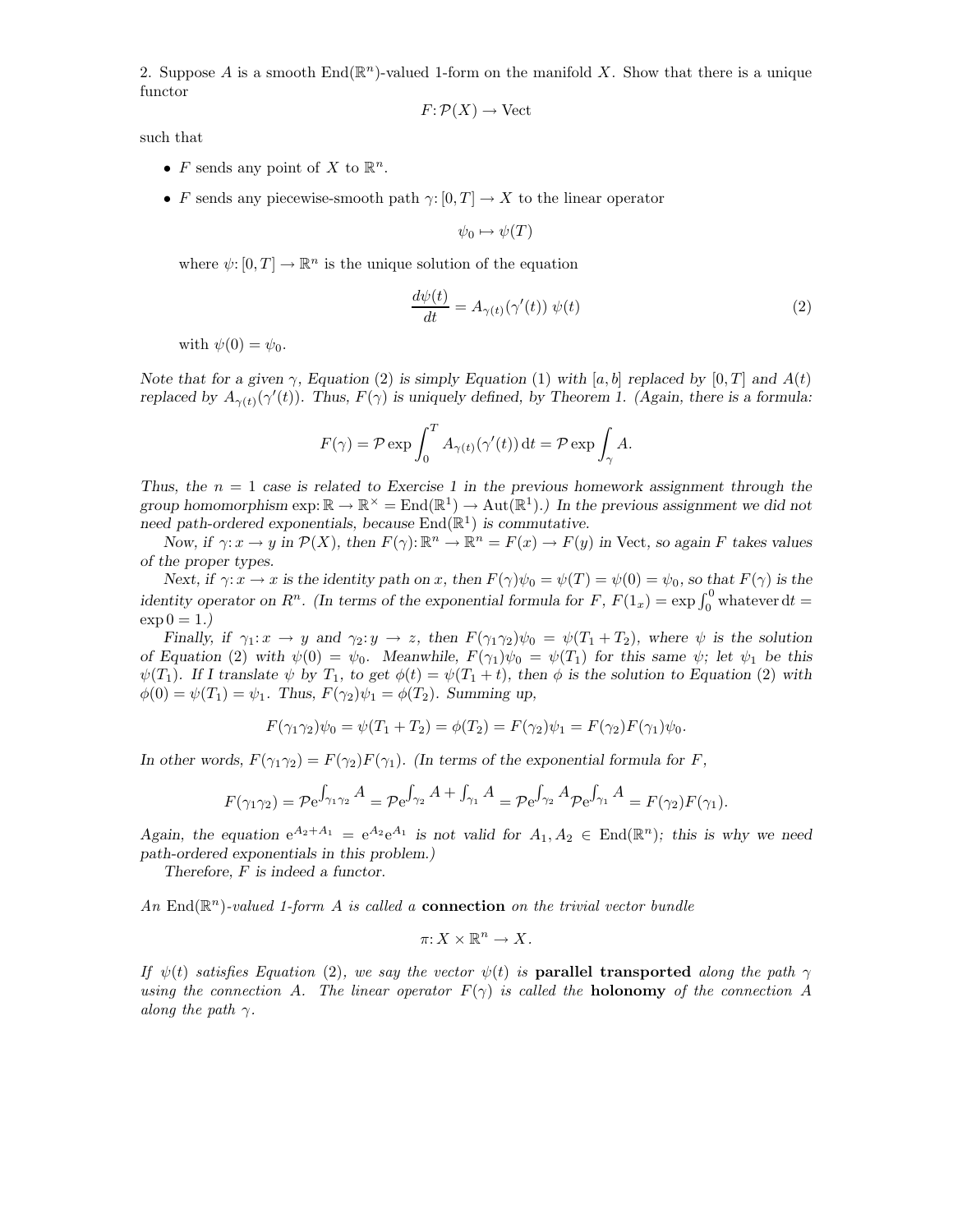2. Suppose $A$ is a smooth $\mathrm{End}(\mathbb{R}^n)$-valued 1-form on the manifold $X$. Show that there is a unique functor

$$F: \mathcal{P}(X) \to \mathrm{Vect}$$

such that

- $F$ sends any point of $X$ to $\mathbb{R}^n$.
- $F$ sends any piecewise-smooth path $\gamma: [0, T] \to X$ to the linear operator

  $$\psi_0 \mapsto \psi(T)$$

  where $\psi: [0, T] \to \mathbb{R}^n$ is the unique solution of the equation

  $$\frac{d\psi(t)}{dt} = A_{\gamma(t)}(\gamma'(t))\ \psi(t) \tag{2}$$

  with $\psi(0) = \psi_0$.

*Note that for a given $\gamma$, Equation (2) is simply Equation (1) with $[a, b]$ replaced by $[0, T]$ and $A(t)$ replaced by $A_{\gamma(t)}(\gamma'(t))$. Thus, $F(\gamma)$ is uniquely defined, by Theorem 1. (Again, there is a formula:*

$$F(\gamma) = \mathcal{P}\exp \int_0^T A_{\gamma(t)}(\gamma'(t))\,\mathrm{d}t = \mathcal{P}\exp \int_\gamma A.$$

*Thus, the $n = 1$ case is related to Exercise 1 in the previous homework assignment through the group homomorphism $\exp: \mathbb{R} \to \mathbb{R}^\times = \mathrm{End}(\mathbb{R}^1) \to \mathrm{Aut}(\mathbb{R}^1)$.) In the previous assignment we did not need path-ordered exponentials, because $\mathrm{End}(\mathbb{R}^1)$ is commutative.*

*Now, if $\gamma: x \to y$ in $\mathcal{P}(X)$, then $F(\gamma): \mathbb{R}^n \to \mathbb{R}^n = F(x) \to F(y)$ in Vect, so again $F$ takes values of the proper types.*

*Next, if $\gamma: x \to x$ is the identity path on $x$, then $F(\gamma)\psi_0 = \psi(T) = \psi(0) = \psi_0$, so that $F(\gamma)$ is the identity operator on $R^n$. (In terms of the exponential formula for $F$, $F(1_x) = \exp \int_0^0 \text{whatever}\,\mathrm{d}t = \exp 0 = 1$.)*

*Finally, if $\gamma_1: x \to y$ and $\gamma_2: y \to z$, then $F(\gamma_1\gamma_2)\psi_0 = \psi(T_1 + T_2)$, where $\psi$ is the solution of Equation (2) with $\psi(0) = \psi_0$. Meanwhile, $F(\gamma_1)\psi_0 = \psi(T_1)$ for this same $\psi$; let $\psi_1$ be this $\psi(T_1)$. If I translate $\psi$ by $T_1$, to get $\phi(t) = \psi(T_1 + t)$, then $\phi$ is the solution to Equation (2) with $\phi(0) = \psi(T_1) = \psi_1$. Thus, $F(\gamma_2)\psi_1 = \phi(T_2)$. Summing up,*

$$F(\gamma_1\gamma_2)\psi_0 = \psi(T_1 + T_2) = \phi(T_2) = F(\gamma_2)\psi_1 = F(\gamma_2)F(\gamma_1)\psi_0.$$

*In other words, $F(\gamma_1\gamma_2) = F(\gamma_2)F(\gamma_1)$. (In terms of the exponential formula for $F$,*

$$F(\gamma_1\gamma_2) = \mathcal{P}\mathrm{e}^{\int_{\gamma_1\gamma_2} A} = \mathcal{P}\mathrm{e}^{\int_{\gamma_2} A + \int_{\gamma_1} A} = \mathcal{P}\mathrm{e}^{\int_{\gamma_2} A}\mathcal{P}\mathrm{e}^{\int_{\gamma_1} A} = F(\gamma_2)F(\gamma_1).$$

*Again, the equation $\mathrm{e}^{A_2 + A_1} = \mathrm{e}^{A_2}\mathrm{e}^{A_1}$ is not valid for $A_1, A_2 \in \mathrm{End}(\mathbb{R}^n)$; this is why we need path-ordered exponentials in this problem.)*

*Therefore, $F$ is indeed a functor.*

*An $\mathrm{End}(\mathbb{R}^n)$-valued 1-form $A$ is called a* **connection** *on the trivial vector bundle*

$$\pi: X \times \mathbb{R}^n \to X.$$

*If $\psi(t)$ satisfies Equation (2), we say the vector $\psi(t)$ is* **parallel transported** *along the path $\gamma$ using the connection $A$. The linear operator $F(\gamma)$ is called the* **holonomy** *of the connection $A$ along the path $\gamma$.*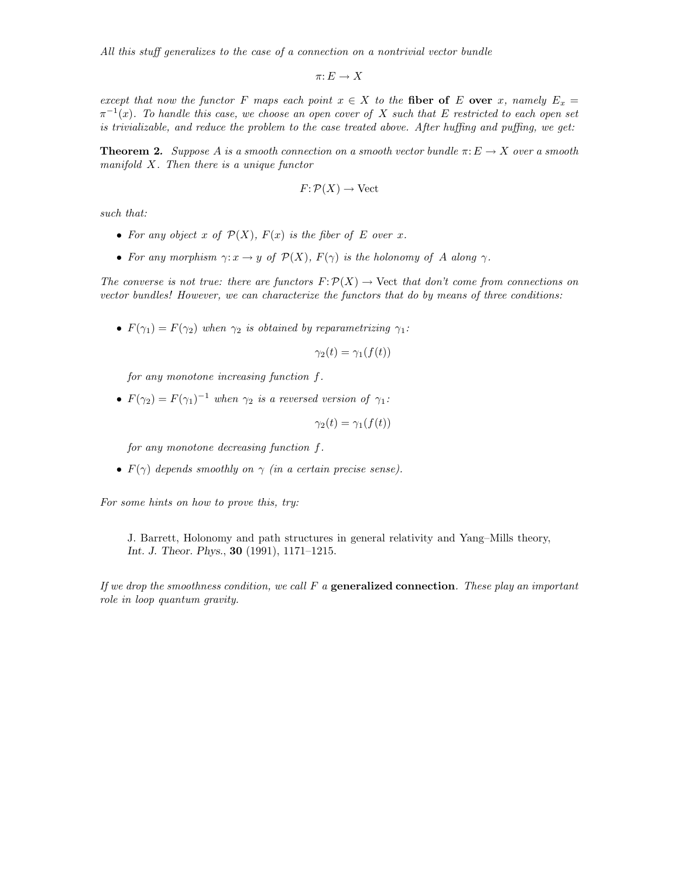*All this stuff generalizes to the case of a connection on a nontrivial vector bundle*

$$\pi: E \to X$$

*except that now the functor $F$ maps each point $x \in X$ to the* **fiber of** $E$ **over** $x$*, namely $E_x = \pi^{-1}(x)$. To handle this case, we choose an open cover of $X$ such that $E$ restricted to each open set is trivializable, and reduce the problem to the case treated above. After huffing and puffing, we get:*

**Theorem 2.** *Suppose $A$ is a smooth connection on a smooth vector bundle $\pi: E \to X$ over a smooth manifold $X$. Then there is a unique functor*

$$F: \mathcal{P}(X) \to \mathrm{Vect}$$

*such that:*

- *For any object $x$ of $\mathcal{P}(X)$, $F(x)$ is the fiber of $E$ over $x$.*
- *For any morphism $\gamma: x \to y$ of $\mathcal{P}(X)$, $F(\gamma)$ is the holonomy of $A$ along $\gamma$.*

*The converse is not true: there are functors $F: \mathcal{P}(X) \to \mathrm{Vect}$ that don't come from connections on vector bundles! However, we can characterize the functors that do by means of three conditions:*

- *$F(\gamma_1) = F(\gamma_2)$ when $\gamma_2$ is obtained by reparametrizing $\gamma_1$:*

  $$\gamma_2(t) = \gamma_1(f(t))$$

  *for any monotone increasing function $f$.*

- *$F(\gamma_2) = F(\gamma_1)^{-1}$ when $\gamma_2$ is a reversed version of $\gamma_1$:*

  $$\gamma_2(t) = \gamma_1(f(t))$$

  *for any monotone decreasing function $f$.*

- *$F(\gamma)$ depends smoothly on $\gamma$ (in a certain precise sense).*

*For some hints on how to prove this, try:*

> J. Barrett, Holonomy and path structures in general relativity and Yang–Mills theory, *Int. J. Theor. Phys.*, **30** (1991), 1171–1215.

*If we drop the smoothness condition, we call $F$ a* **generalized connection**. *These play an important role in loop quantum gravity.*